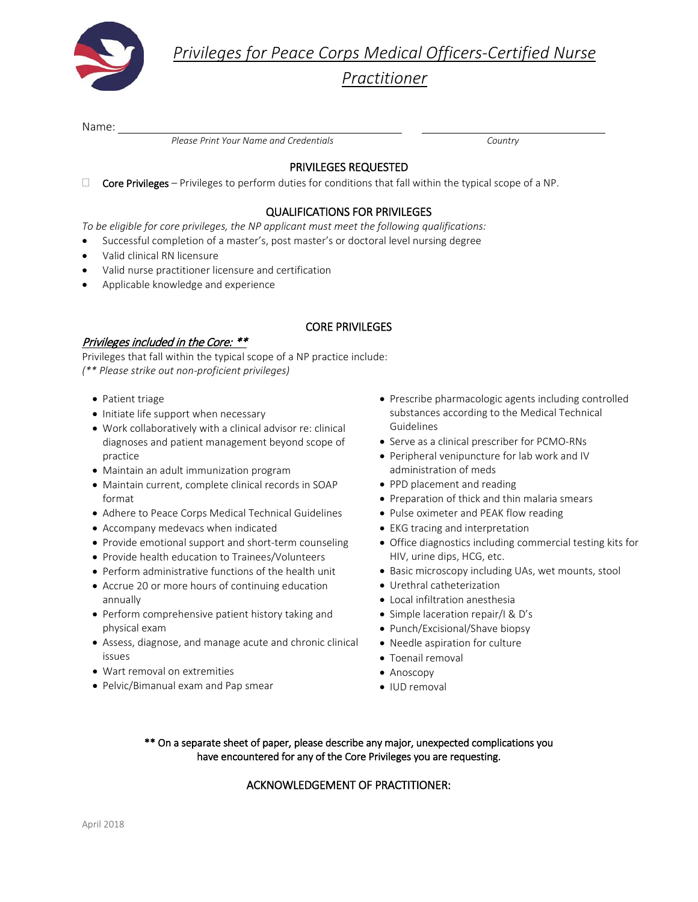# *Privileges for Peace Corps Medical Officers-Certified Nurse Practitioner*

Name: ______________________________________ ______________________

*Please Print Your Name and Credentials* *Country*

## PRIVILEGES REQUESTED

☐ Core Privileges – Privileges to perform duties for conditions that fall within the typical scope of a NP.

## QUALIFICATIONS FOR PRIVILEGES

*To be eligible for core privileges, the NP applicant must meet the following qualifications:*

- Successful completion of a master's, post master's or doctoral level nursing degree
- Valid clinical RN licensure
- Valid nurse practitioner licensure and certification
- Applicable knowledge and experience

## CORE PRIVILEGES

***Privileges included in the Core: \*\****

Privileges that fall within the typical scope of a NP practice include:

*(\*\* Please strike out non-proficient privileges)*

- Patient triage
- Initiate life support when necessary
- Work collaboratively with a clinical advisor re: clinical diagnoses and patient management beyond scope of practice
- Maintain an adult immunization program
- Maintain current, complete clinical records in SOAP format
- Adhere to Peace Corps Medical Technical Guidelines
- Accompany medevacs when indicated
- Provide emotional support and short-term counseling
- Provide health education to Trainees/Volunteers
- Perform administrative functions of the health unit
- Accrue 20 or more hours of continuing education annually
- Perform comprehensive patient history taking and physical exam
- Assess, diagnose, and manage acute and chronic clinical issues
- Wart removal on extremities
- Pelvic/Bimanual exam and Pap smear
- Prescribe pharmacologic agents including controlled substances according to the Medical Technical Guidelines
- Serve as a clinical prescriber for PCMO-RNs
- Peripheral venipuncture for lab work and IV administration of meds
- PPD placement and reading
- Preparation of thick and thin malaria smears
- Pulse oximeter and PEAK flow reading
- EKG tracing and interpretation
- Office diagnostics including commercial testing kits for HIV, urine dips, HCG, etc.
- Basic microscopy including UAs, wet mounts, stool
- Urethral catheterization
- Local infiltration anesthesia
- Simple laceration repair/I & D's
- Punch/Excisional/Shave biopsy
- Needle aspiration for culture
- Toenail removal
- Anoscopy
- IUD removal

\*\* On a separate sheet of paper, please describe any major, unexpected complications you have encountered for any of the Core Privileges you are requesting.

## ACKNOWLEDGEMENT OF PRACTITIONER:

April 2018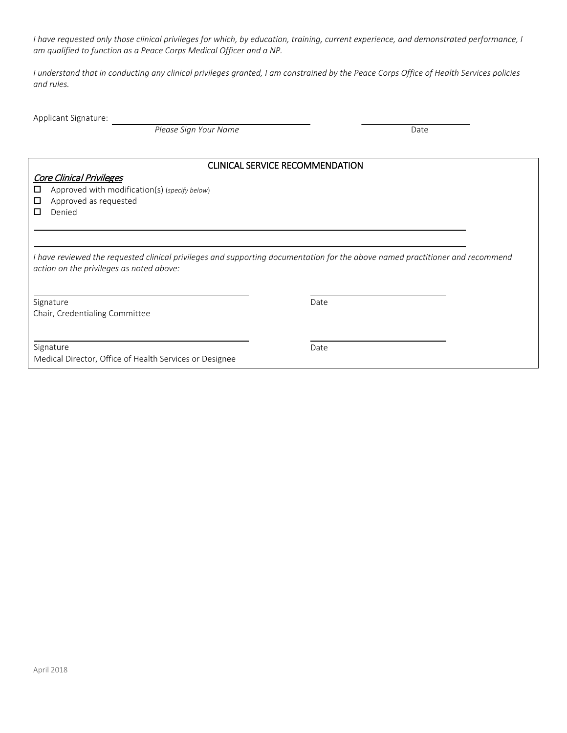*I have requested only those clinical privileges for which, by education, training, current experience, and demonstrated performance, I am qualified to function as a Peace Corps Medical Officer and a NP.*

*I understand that in conducting any clinical privileges granted, I am constrained by the Peace Corps Office of Health Services policies and rules.*

Applicant Signature: ______________________________ ____________________

*Please Sign Your Name* Date

## CLINICAL SERVICE RECOMMENDATION

***Core Clinical Privileges***

- ☐ Approved with modification(s) (*specify below*)
- ☐ Approved as requested
- ☐ Denied

______________________________________________________________________

______________________________________________________________________

*I have reviewed the requested clinical privileges and supporting documentation for the above named practitioner and recommend action on the privileges as noted above:*

______________________________ ____________________

Signature Date

Chair, Credentialing Committee

______________________________ ____________________

Signature Date

Medical Director, Office of Health Services or Designee

April 2018